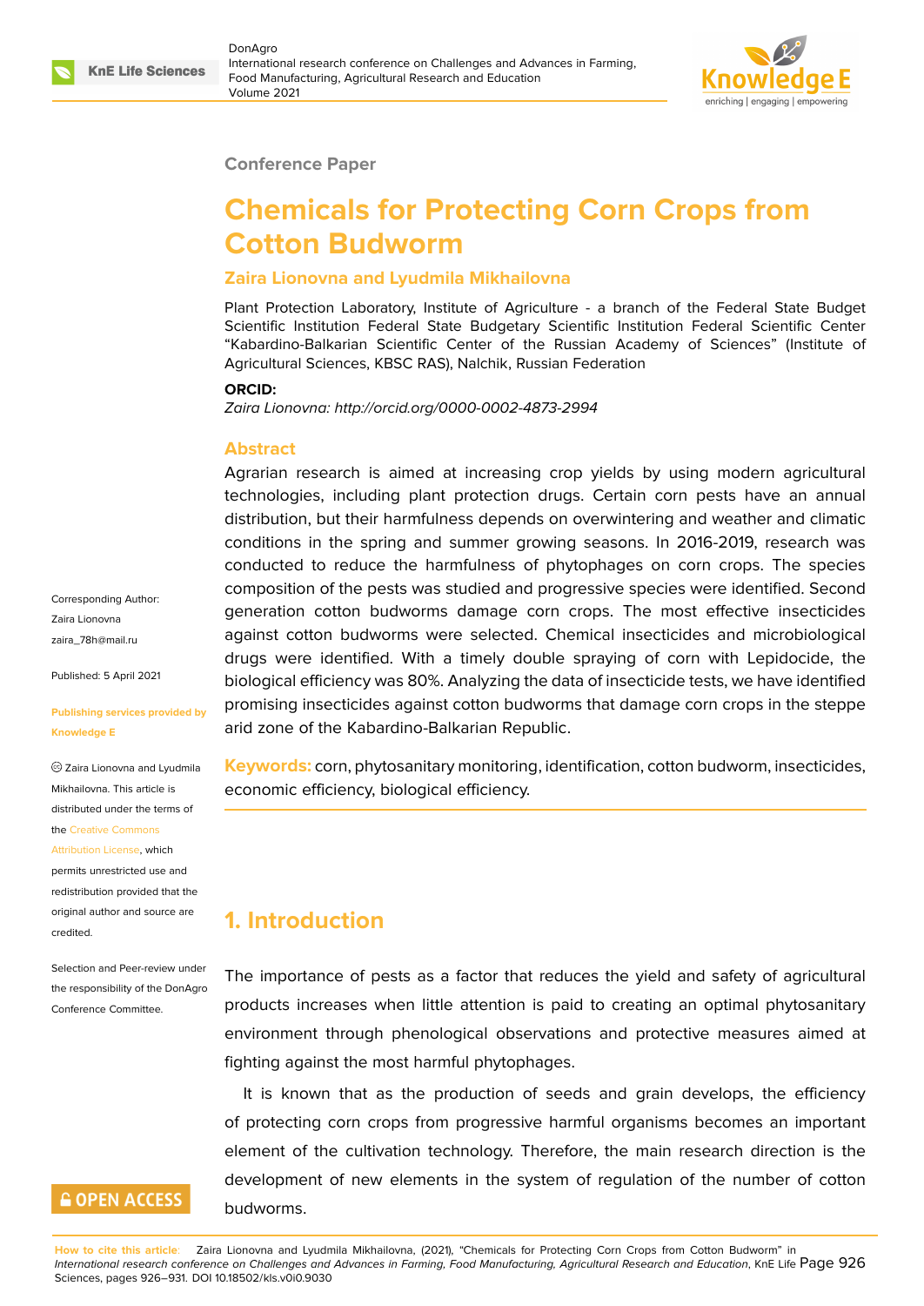Conference Paper

# Chemicals for Protecting Corn Crops from Cotton Budworm

**Zaira Lionovna and Lyudmila Mikhailovna**

Plant Protection Laboratory, Institute of Agriculture - a branch of the Federal State Budget Scientific Institution Federal State Budgetary Scientific Institution Federal Scientific Center "Kabardino-Balkarian Scientific Center of the Russian Academy of Sciences" (Institute of Agricultural Sciences, KBSC RAS), Nalchik, Russian Federation

**ORCID:**

*Zaira Lionovna: http://orcid.org/0000-0002-4873-2994*

Corresponding Author:
Zaira Lionovna
zaira_78h@mail.ru

Published: 5 April 2021

Publishing services provided by Knowledge E

© Zaira Lionovna and Lyudmila Mikhailovna. This article is distributed under the terms of the Creative Commons Attribution License, which permits unrestricted use and redistribution provided that the original author and source are credited.

Selection and Peer-review under the responsibility of the DonAgro Conference Committee.

## Abstract

Agrarian research is aimed at increasing crop yields by using modern agricultural technologies, including plant protection drugs. Certain corn pests have an annual distribution, but their harmfulness depends on overwintering and weather and climatic conditions in the spring and summer growing seasons. In 2016-2019, research was conducted to reduce the harmfulness of phytophages on corn crops. The species composition of the pests was studied and progressive species were identified. Second generation cotton budworms damage corn crops. The most effective insecticides against cotton budworms were selected. Chemical insecticides and microbiological drugs were identified. With a timely double spraying of corn with Lepidocide, the biological efficiency was 80%. Analyzing the data of insecticide tests, we have identified promising insecticides against cotton budworms that damage corn crops in the steppe arid zone of the Kabardino-Balkarian Republic.

**Keywords:** corn, phytosanitary monitoring, identification, cotton budworm, insecticides, economic efficiency, biological efficiency.

## 1. Introduction

The importance of pests as a factor that reduces the yield and safety of agricultural products increases when little attention is paid to creating an optimal phytosanitary environment through phenological observations and protective measures aimed at fighting against the most harmful phytophages.

It is known that as the production of seeds and grain develops, the efficiency of protecting corn crops from progressive harmful organisms becomes an important element of the cultivation technology. Therefore, the main research direction is the development of new elements in the system of regulation of the number of cotton budworms.

**How to cite this article**: Zaira Lionovna and Lyudmila Mikhailovna, (2021), "Chemicals for Protecting Corn Crops from Cotton Budworm" in *International research conference on Challenges and Advances in Farming, Food Manufacturing, Agricultural Research and Education*, KnE Life Sciences, pages 926–931. DOI 10.18502/kls.v0i0.9030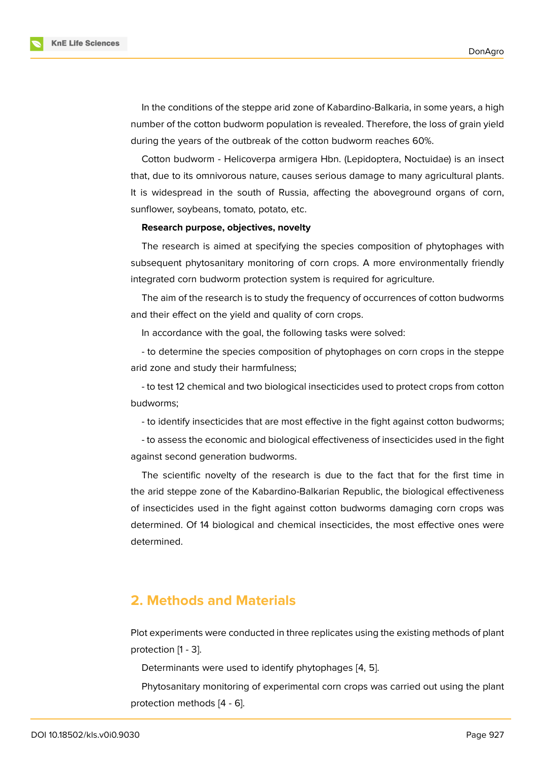In the conditions of the steppe arid zone of Kabardino-Balkaria, in some years, a high number of the cotton budworm population is revealed. Therefore, the loss of grain yield during the years of the outbreak of the cotton budworm reaches 60%.

Cotton budworm - Helicoverpa armigera Hbn. (Lepidoptera, Noctuidae) is an insect that, due to its omnivorous nature, causes serious damage to many agricultural plants. It is widespread in the south of Russia, affecting the aboveground organs of corn, sunflower, soybeans, tomato, potato, etc.

**Research purpose, objectives, novelty**

The research is aimed at specifying the species composition of phytophages with subsequent phytosanitary monitoring of corn crops. A more environmentally friendly integrated corn budworm protection system is required for agriculture.

The aim of the research is to study the frequency of occurrences of cotton budworms and their effect on the yield and quality of corn crops.

In accordance with the goal, the following tasks were solved:

- to determine the species composition of phytophages on corn crops in the steppe arid zone and study their harmfulness;

- to test 12 chemical and two biological insecticides used to protect crops from cotton budworms;

- to identify insecticides that are most effective in the fight against cotton budworms;

- to assess the economic and biological effectiveness of insecticides used in the fight against second generation budworms.

The scientific novelty of the research is due to the fact that for the first time in the arid steppe zone of the Kabardino-Balkarian Republic, the biological effectiveness of insecticides used in the fight against cotton budworms damaging corn crops was determined. Of 14 biological and chemical insecticides, the most effective ones were determined.

## 2. Methods and Materials

Plot experiments were conducted in three replicates using the existing methods of plant protection [1 - 3].

Determinants were used to identify phytophages [4, 5].

Phytosanitary monitoring of experimental corn crops was carried out using the plant protection methods [4 - 6].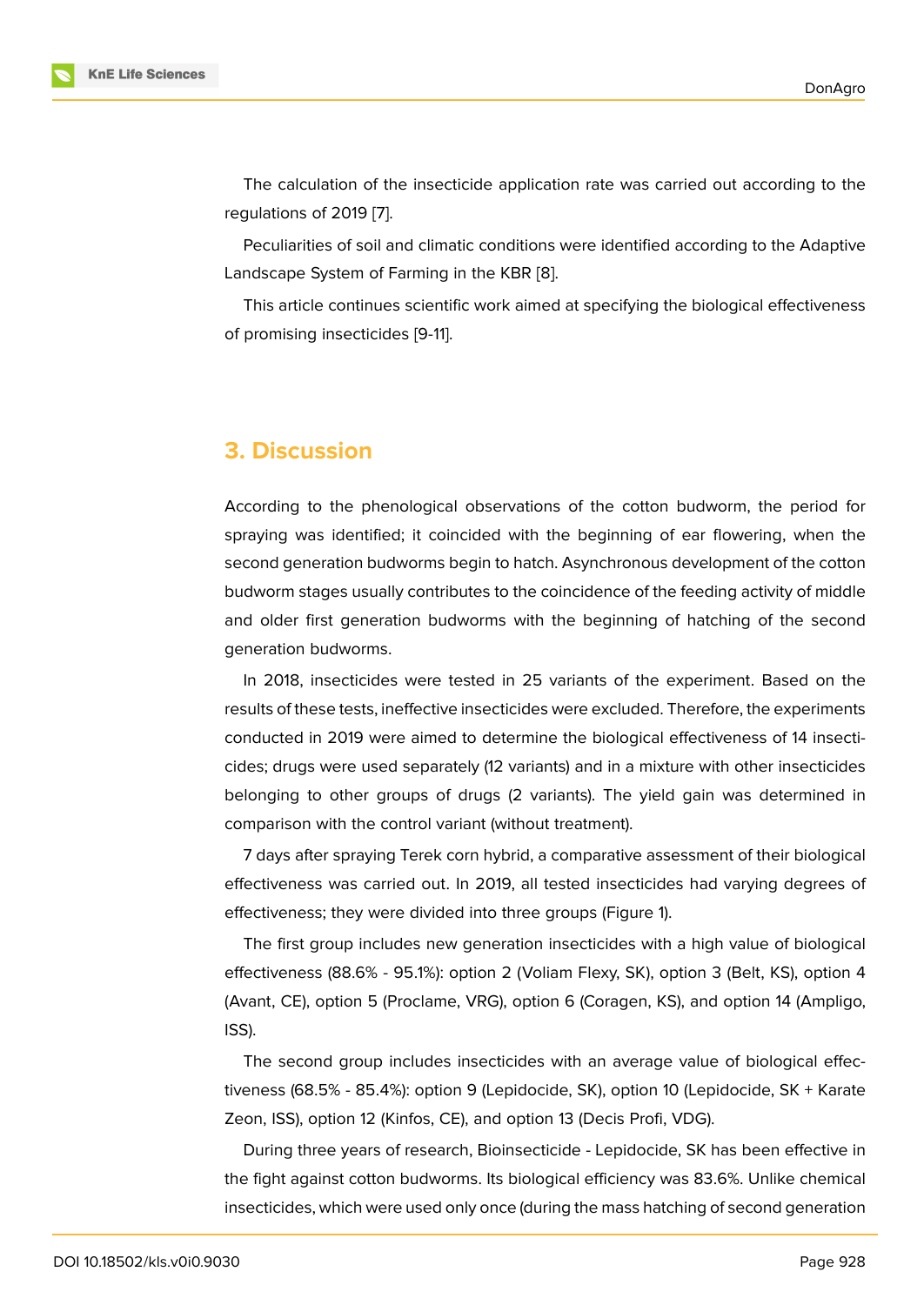The calculation of the insecticide application rate was carried out according to the regulations of 2019 [7].

Peculiarities of soil and climatic conditions were identified according to the Adaptive Landscape System of Farming in the KBR [8].

This article continues scientific work aimed at specifying the biological effectiveness of promising insecticides [9-11].

## 3. Discussion

According to the phenological observations of the cotton budworm, the period for spraying was identified; it coincided with the beginning of ear flowering, when the second generation budworms begin to hatch. Asynchronous development of the cotton budworm stages usually contributes to the coincidence of the feeding activity of middle and older first generation budworms with the beginning of hatching of the second generation budworms.

In 2018, insecticides were tested in 25 variants of the experiment. Based on the results of these tests, ineffective insecticides were excluded. Therefore, the experiments conducted in 2019 were aimed to determine the biological effectiveness of 14 insecticides; drugs were used separately (12 variants) and in a mixture with other insecticides belonging to other groups of drugs (2 variants). The yield gain was determined in comparison with the control variant (without treatment).

7 days after spraying Terek corn hybrid, a comparative assessment of their biological effectiveness was carried out. In 2019, all tested insecticides had varying degrees of effectiveness; they were divided into three groups (Figure 1).

The first group includes new generation insecticides with a high value of biological effectiveness (88.6% - 95.1%): option 2 (Voliam Flexy, SK), option 3 (Belt, KS), option 4 (Avant, CE), option 5 (Proclame, VRG), option 6 (Coragen, KS), and option 14 (Ampligo, ISS).

The second group includes insecticides with an average value of biological effectiveness (68.5% - 85.4%): option 9 (Lepidocide, SK), option 10 (Lepidocide, SK + Karate Zeon, ISS), option 12 (Kinfos, CE), and option 13 (Decis Profi, VDG).

During three years of research, Bioinsecticide - Lepidocide, SK has been effective in the fight against cotton budworms. Its biological efficiency was 83.6%. Unlike chemical insecticides, which were used only once (during the mass hatching of second generation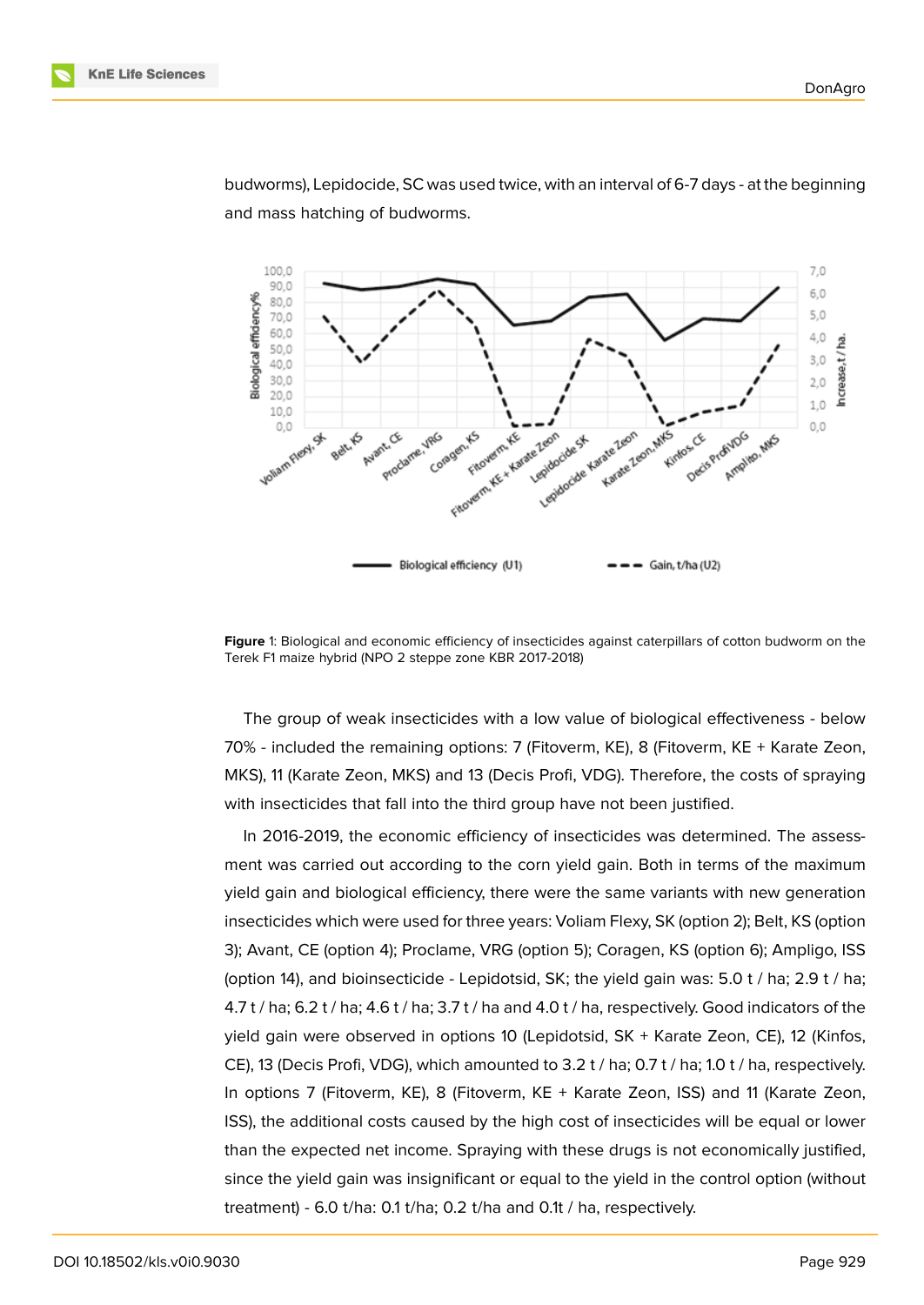budworms), Lepidocide, SC was used twice, with an interval of 6-7 days - at the beginning and mass hatching of budworms.

**Figure** 1: Biological and economic efficiency of insecticides against caterpillars of cotton budworm on the Terek F1 maize hybrid (NPO 2 steppe zone KBR 2017-2018)

The group of weak insecticides with a low value of biological effectiveness - below 70% - included the remaining options: 7 (Fitoverm, KE), 8 (Fitoverm, KE + Karate Zeon, MKS), 11 (Karate Zeon, MKS) and 13 (Decis Profi, VDG). Therefore, the costs of spraying with insecticides that fall into the third group have not been justified.

In 2016-2019, the economic efficiency of insecticides was determined. The assessment was carried out according to the corn yield gain. Both in terms of the maximum yield gain and biological efficiency, there were the same variants with new generation insecticides which were used for three years: Voliam Flexy, SK (option 2); Belt, KS (option 3); Avant, CE (option 4); Proclame, VRG (option 5); Coragen, KS (option 6); Ampligo, ISS (option 14), and bioinsecticide - Lepidotsid, SK; the yield gain was: 5.0 t / ha; 2.9 t / ha; 4.7 t / ha; 6.2 t / ha; 4.6 t / ha; 3.7 t / ha and 4.0 t / ha, respectively. Good indicators of the yield gain were observed in options 10 (Lepidotsid, SK + Karate Zeon, CE), 12 (Kinfos, CE), 13 (Decis Profi, VDG), which amounted to 3.2 t / ha; 0.7 t / ha; 1.0 t / ha, respectively. In options 7 (Fitoverm, KE), 8 (Fitoverm, KE + Karate Zeon, ISS) and 11 (Karate Zeon, ISS), the additional costs caused by the high cost of insecticides will be equal or lower than the expected net income. Spraying with these drugs is not economically justified, since the yield gain was insignificant or equal to the yield in the control option (without treatment) - 6.0 t/ha: 0.1 t/ha; 0.2 t/ha and 0.1t / ha, respectively.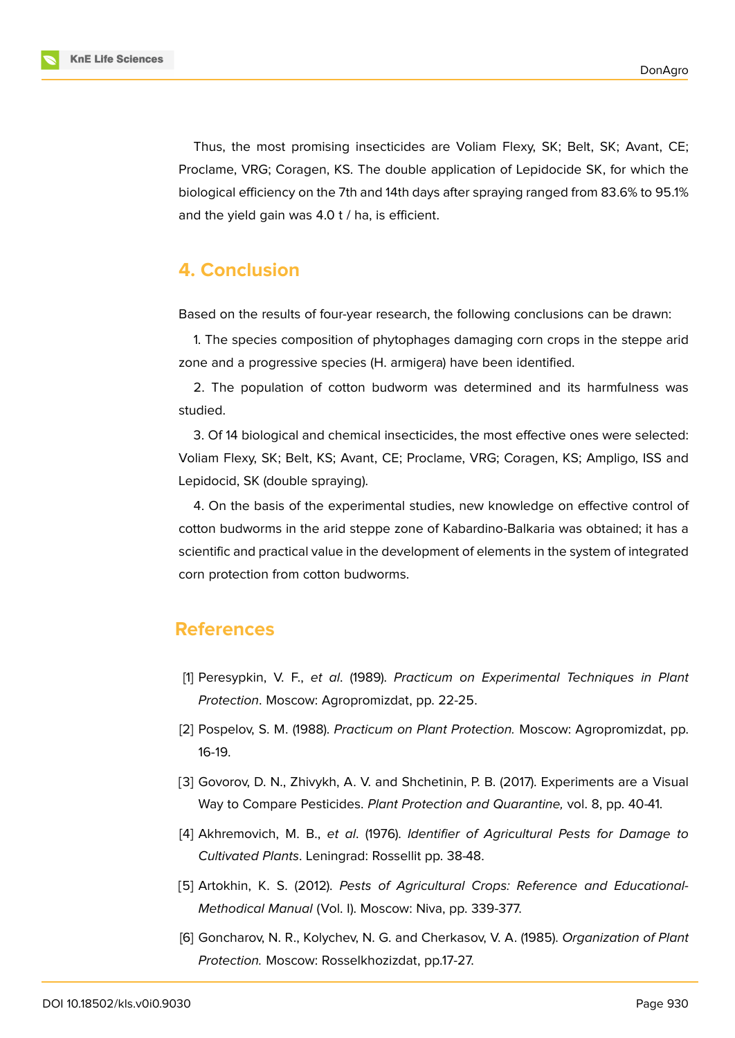Thus, the most promising insecticides are Voliam Flexy, SK; Belt, SK; Avant, CE; Proclame, VRG; Coragen, KS. The double application of Lepidocide SK, for which the biological efficiency on the 7th and 14th days after spraying ranged from 83.6% to 95.1% and the yield gain was 4.0 t / ha, is efficient.

## 4. Conclusion

Based on the results of four-year research, the following conclusions can be drawn:

1. The species composition of phytophages damaging corn crops in the steppe arid zone and a progressive species (H. armigera) have been identified.

2. The population of cotton budworm was determined and its harmfulness was studied.

3. Of 14 biological and chemical insecticides, the most effective ones were selected: Voliam Flexy, SK; Belt, KS; Avant, CE; Proclame, VRG; Coragen, KS; Ampligo, ISS and Lepidocid, SK (double spraying).

4. On the basis of the experimental studies, new knowledge on effective control of cotton budworms in the arid steppe zone of Kabardino-Balkaria was obtained; it has a scientific and practical value in the development of elements in the system of integrated corn protection from cotton budworms.

## References

[1] Peresypkin, V. F., *et al*. (1989). *Practicum on Experimental Techniques in Plant Protection*. Moscow: Agropromizdat, pp. 22-25.

[2] Pospelov, S. M. (1988). *Practicum on Plant Protection.* Moscow: Agropromizdat, pp. 16-19.

[3] Govorov, D. N., Zhivykh, A. V. and Shchetinin, P. B. (2017). Experiments are a Visual Way to Compare Pesticides. *Plant Protection and Quarantine,* vol. 8, pp. 40-41.

[4] Akhremovich, M. B., *et al*. (1976). *Identifier of Agricultural Pests for Damage to Cultivated Plants*. Leningrad: Rossellit pp. 38-48.

[5] Artokhin, K. S. (2012). *Pests of Agricultural Crops: Reference and Educational-Methodical Manual* (Vol. I). Moscow: Niva, pp. 339-377.

[6] Goncharov, N. R., Kolychev, N. G. and Cherkasov, V. A. (1985). *Organization of Plant Protection.* Moscow: Rosselkhozizdat, pp.17-27.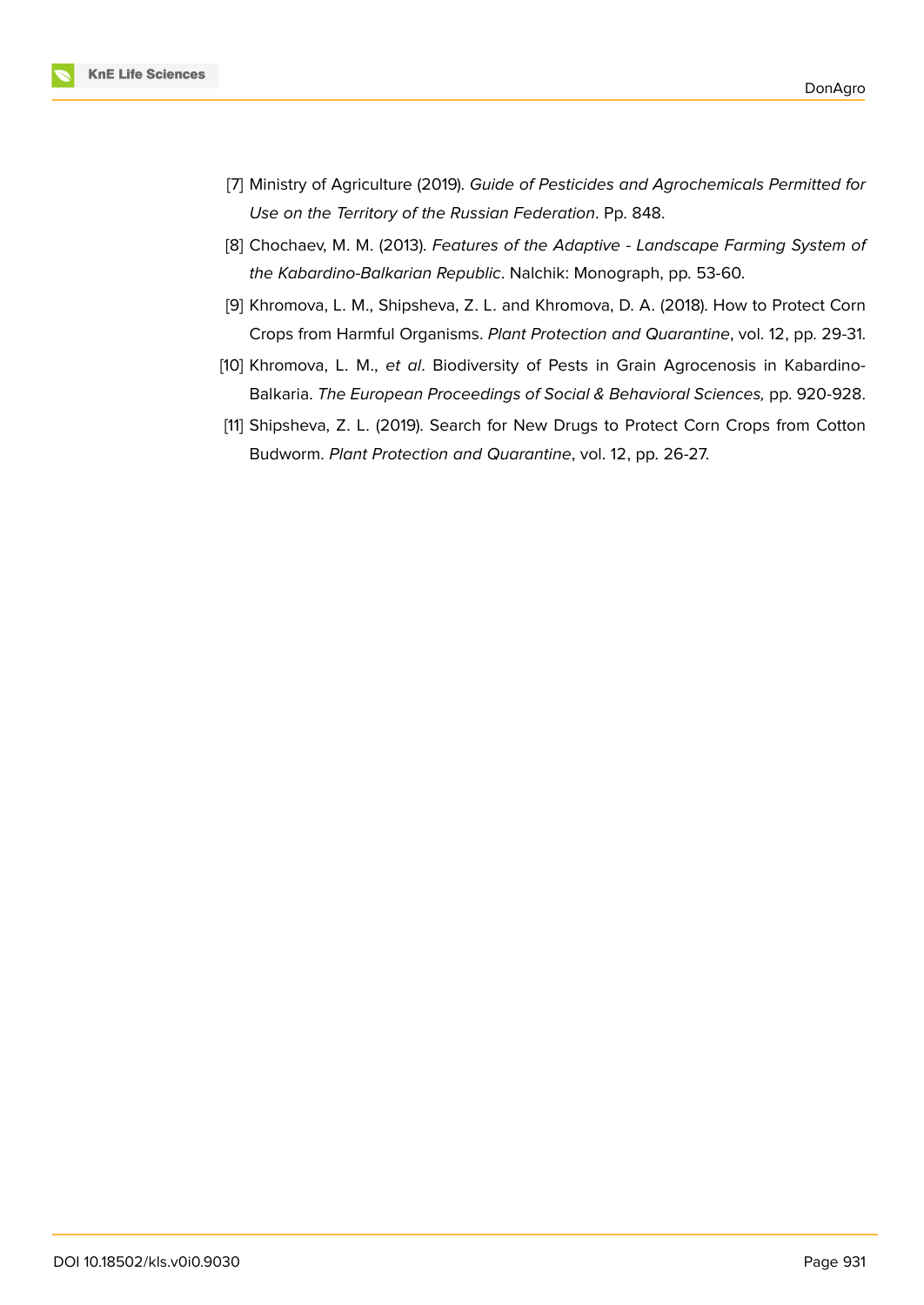[7] Ministry of Agriculture (2019). *Guide of Pesticides and Agrochemicals Permitted for Use on the Territory of the Russian Federation*. Pp. 848.

[8] Chochaev, M. M. (2013). *Features of the Adaptive - Landscape Farming System of the Kabardino-Balkarian Republic*. Nalchik: Monograph, pp. 53-60.

[9] Khromova, L. M., Shipsheva, Z. L. and Khromova, D. A. (2018). How to Protect Corn Crops from Harmful Organisms. *Plant Protection and Quarantine*, vol. 12, pp. 29-31.

[10] Khromova, L. M., *et al*. Biodiversity of Pests in Grain Agrocenosis in Kabardino-Balkaria. *The European Proceedings of Social & Behavioral Sciences,* pp. 920-928.

[11] Shipsheva, Z. L. (2019). Search for New Drugs to Protect Corn Crops from Cotton Budworm. *Plant Protection and Quarantine*, vol. 12, pp. 26-27.